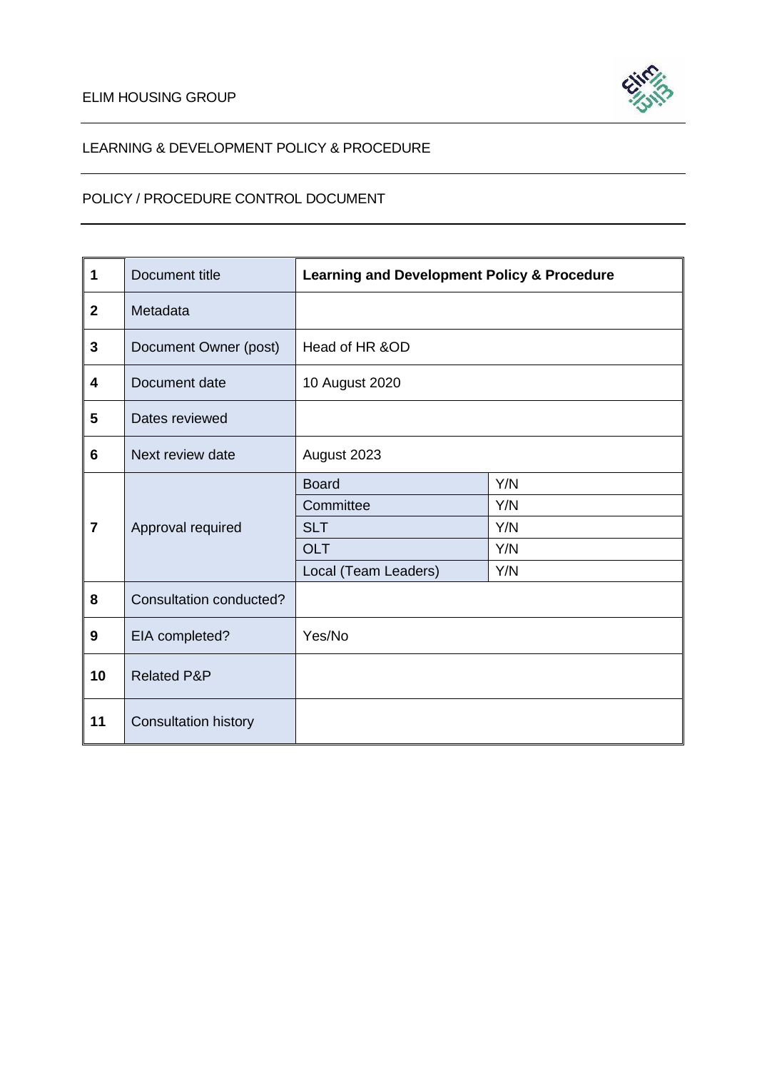ELIM HOUSING GROUP

LEARNING & DEVELOPMENT POLICY & PROCEDURE

POLICY / PROCEDURE CONTROL DOCUMENT

| | | | |
|---|---|---|---|
| 1 | Document title | **Learning and Development Policy & Procedure** | |
| 2 | Metadata | | |
| 3 | Document Owner (post) | Head of HR &OD | |
| 4 | Document date | 10 August 2020 | |
| 5 | Dates reviewed | | |
| 6 | Next review date | August 2023 | |
| 7 | Approval required | Board | Y/N |
| | | Committee | Y/N |
| | | SLT | Y/N |
| | | OLT | Y/N |
| | | Local (Team Leaders) | Y/N |
| 8 | Consultation conducted? | | |
| 9 | EIA completed? | Yes/No | |
| 10 | Related P&P | | |
| 11 | Consultation history | | |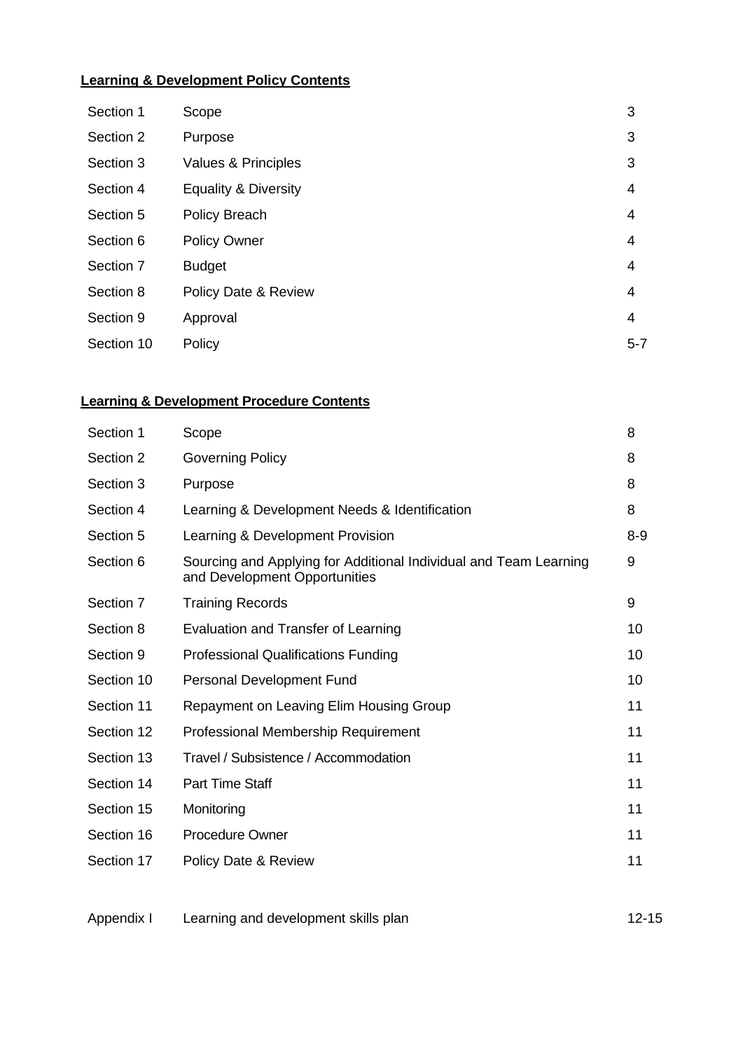**Learning & Development Policy Contents**

| | | |
|---|---|---|
| Section 1 | Scope | 3 |
| Section 2 | Purpose | 3 |
| Section 3 | Values & Principles | 3 |
| Section 4 | Equality & Diversity | 4 |
| Section 5 | Policy Breach | 4 |
| Section 6 | Policy Owner | 4 |
| Section 7 | Budget | 4 |
| Section 8 | Policy Date & Review | 4 |
| Section 9 | Approval | 4 |
| Section 10 | Policy | 5-7 |

**Learning & Development Procedure Contents**

| | | |
|---|---|---|
| Section 1 | Scope | 8 |
| Section 2 | Governing Policy | 8 |
| Section 3 | Purpose | 8 |
| Section 4 | Learning & Development Needs & Identification | 8 |
| Section 5 | Learning & Development Provision | 8-9 |
| Section 6 | Sourcing and Applying for Additional Individual and Team Learning and Development Opportunities | 9 |
| Section 7 | Training Records | 9 |
| Section 8 | Evaluation and Transfer of Learning | 10 |
| Section 9 | Professional Qualifications Funding | 10 |
| Section 10 | Personal Development Fund | 10 |
| Section 11 | Repayment on Leaving Elim Housing Group | 11 |
| Section 12 | Professional Membership Requirement | 11 |
| Section 13 | Travel / Subsistence / Accommodation | 11 |
| Section 14 | Part Time Staff | 11 |
| Section 15 | Monitoring | 11 |
| Section 16 | Procedure Owner | 11 |
| Section 17 | Policy Date & Review | 11 |
| | | |
| Appendix I | Learning and development skills plan | 12-15 |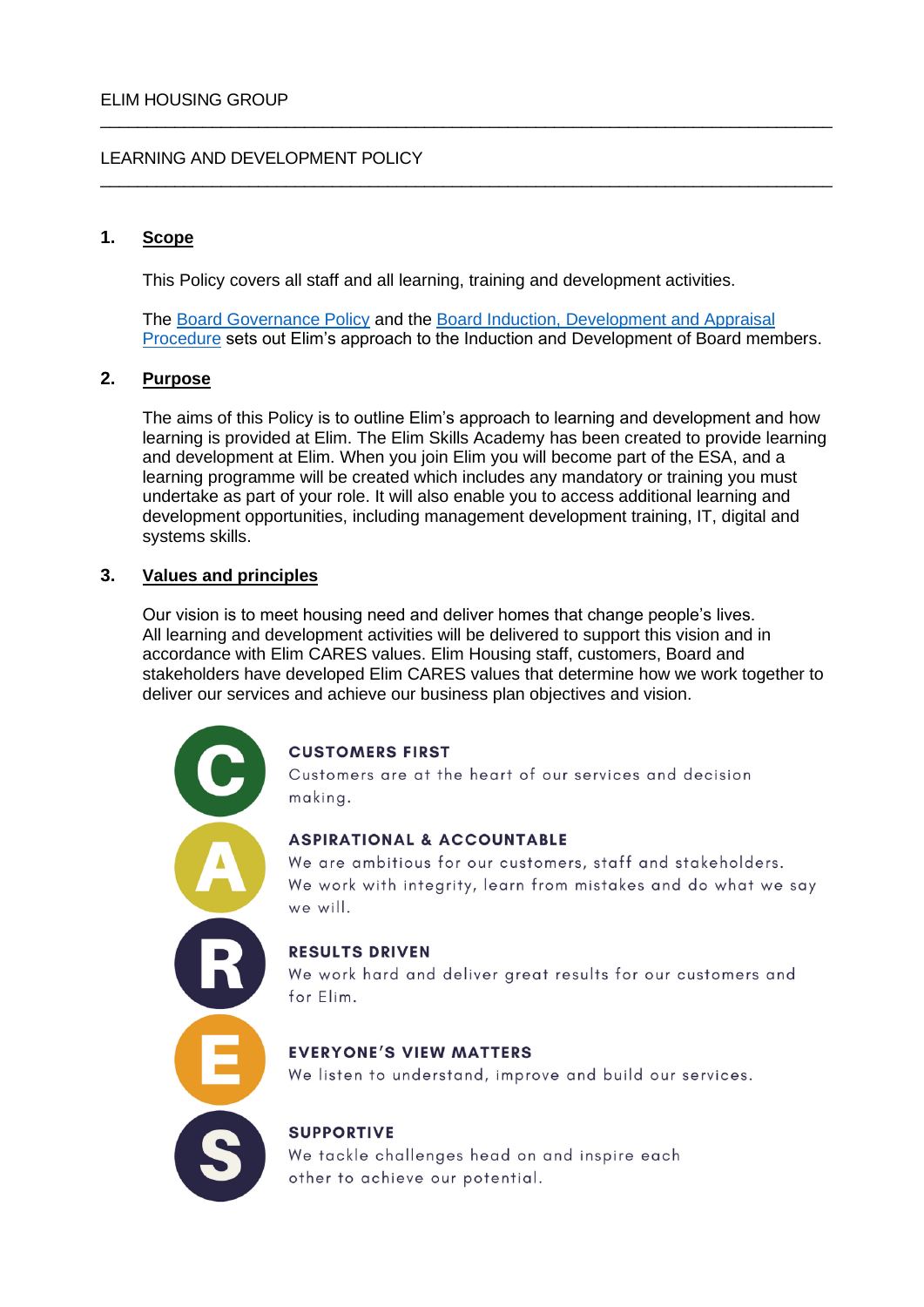ELIM HOUSING GROUP

LEARNING AND DEVELOPMENT POLICY

## 1. Scope

This Policy covers all staff and all learning, training and development activities.

The [Board Governance Policy] and the [Board Induction, Development and Appraisal Procedure] sets out Elim's approach to the Induction and Development of Board members.

## 2. Purpose

The aims of this Policy is to outline Elim's approach to learning and development and how learning is provided at Elim. The Elim Skills Academy has been created to provide learning and development at Elim. When you join Elim you will become part of the ESA, and a learning programme will be created which includes any mandatory or training you must undertake as part of your role. It will also enable you to access additional learning and development opportunities, including management development training, IT, digital and systems skills.

## 3. Values and principles

Our vision is to meet housing need and deliver homes that change people's lives. All learning and development activities will be delivered to support this vision and in accordance with Elim CARES values. Elim Housing staff, customers, Board and stakeholders have developed Elim CARES values that determine how we work together to deliver our services and achieve our business plan objectives and vision.

**C – CUSTOMERS FIRST**
Customers are at the heart of our services and decision making.

**A – ASPIRATIONAL & ACCOUNTABLE**
We are ambitious for our customers, staff and stakeholders. We work with integrity, learn from mistakes and do what we say we will.

**R – RESULTS DRIVEN**
We work hard and deliver great results for our customers and for Elim.

**E – EVERYONE'S VIEW MATTERS**
We listen to understand, improve and build our services.

**S – SUPPORTIVE**
We tackle challenges head on and inspire each other to achieve our potential.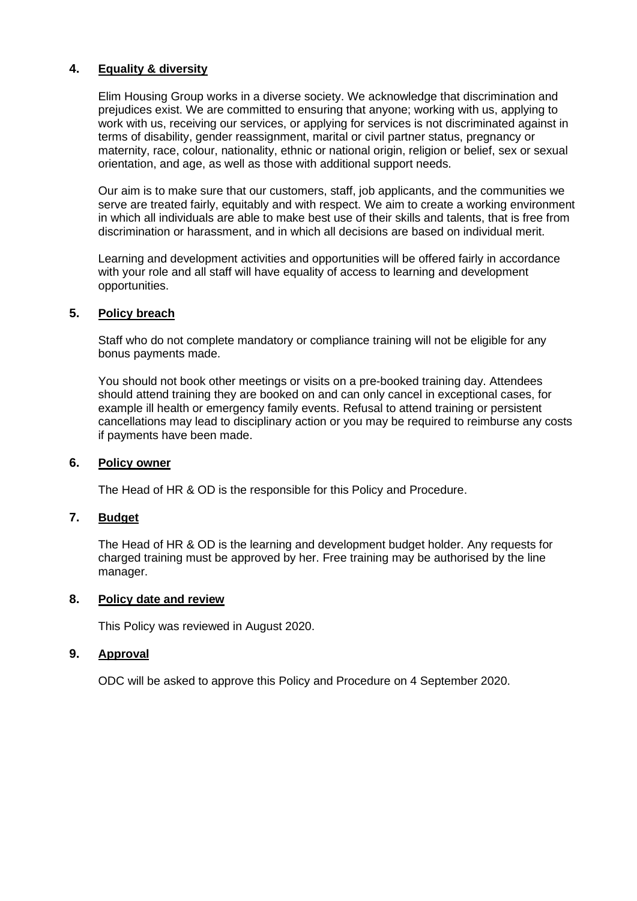## 4. Equality & diversity

Elim Housing Group works in a diverse society. We acknowledge that discrimination and prejudices exist. We are committed to ensuring that anyone; working with us, applying to work with us, receiving our services, or applying for services is not discriminated against in terms of disability, gender reassignment, marital or civil partner status, pregnancy or maternity, race, colour, nationality, ethnic or national origin, religion or belief, sex or sexual orientation, and age, as well as those with additional support needs.

Our aim is to make sure that our customers, staff, job applicants, and the communities we serve are treated fairly, equitably and with respect. We aim to create a working environment in which all individuals are able to make best use of their skills and talents, that is free from discrimination or harassment, and in which all decisions are based on individual merit.

Learning and development activities and opportunities will be offered fairly in accordance with your role and all staff will have equality of access to learning and development opportunities.

## 5. Policy breach

Staff who do not complete mandatory or compliance training will not be eligible for any bonus payments made.

You should not book other meetings or visits on a pre-booked training day. Attendees should attend training they are booked on and can only cancel in exceptional cases, for example ill health or emergency family events. Refusal to attend training or persistent cancellations may lead to disciplinary action or you may be required to reimburse any costs if payments have been made.

## 6. Policy owner

The Head of HR & OD is the responsible for this Policy and Procedure.

## 7. Budget

The Head of HR & OD is the learning and development budget holder. Any requests for charged training must be approved by her. Free training may be authorised by the line manager.

## 8. Policy date and review

This Policy was reviewed in August 2020.

## 9. Approval

ODC will be asked to approve this Policy and Procedure on 4 September 2020.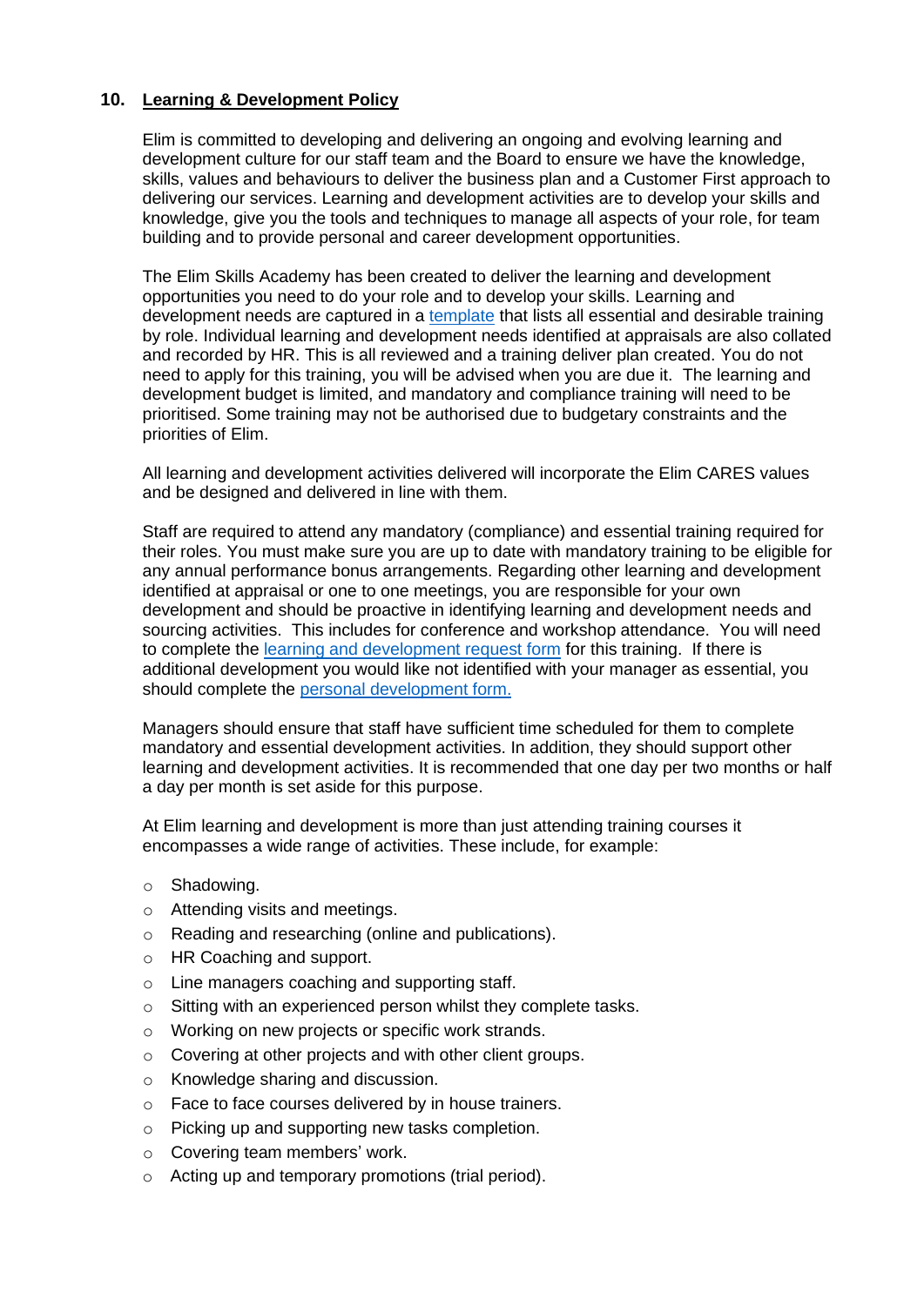## 10. Learning & Development Policy

Elim is committed to developing and delivering an ongoing and evolving learning and development culture for our staff team and the Board to ensure we have the knowledge, skills, values and behaviours to deliver the business plan and a Customer First approach to delivering our services. Learning and development activities are to develop your skills and knowledge, give you the tools and techniques to manage all aspects of your role, for team building and to provide personal and career development opportunities.

The Elim Skills Academy has been created to deliver the learning and development opportunities you need to do your role and to develop your skills. Learning and development needs are captured in a template that lists all essential and desirable training by role. Individual learning and development needs identified at appraisals are also collated and recorded by HR. This is all reviewed and a training deliver plan created. You do not need to apply for this training, you will be advised when you are due it. The learning and development budget is limited, and mandatory and compliance training will need to be prioritised. Some training may not be authorised due to budgetary constraints and the priorities of Elim.

All learning and development activities delivered will incorporate the Elim CARES values and be designed and delivered in line with them.

Staff are required to attend any mandatory (compliance) and essential training required for their roles. You must make sure you are up to date with mandatory training to be eligible for any annual performance bonus arrangements. Regarding other learning and development identified at appraisal or one to one meetings, you are responsible for your own development and should be proactive in identifying learning and development needs and sourcing activities. This includes for conference and workshop attendance. You will need to complete the learning and development request form for this training. If there is additional development you would like not identified with your manager as essential, you should complete the personal development form.

Managers should ensure that staff have sufficient time scheduled for them to complete mandatory and essential development activities. In addition, they should support other learning and development activities. It is recommended that one day per two months or half a day per month is set aside for this purpose.

At Elim learning and development is more than just attending training courses it encompasses a wide range of activities. These include, for example:

- Shadowing.
- Attending visits and meetings.
- Reading and researching (online and publications).
- HR Coaching and support.
- Line managers coaching and supporting staff.
- Sitting with an experienced person whilst they complete tasks.
- Working on new projects or specific work strands.
- Covering at other projects and with other client groups.
- Knowledge sharing and discussion.
- Face to face courses delivered by in house trainers.
- Picking up and supporting new tasks completion.
- Covering team members' work.
- Acting up and temporary promotions (trial period).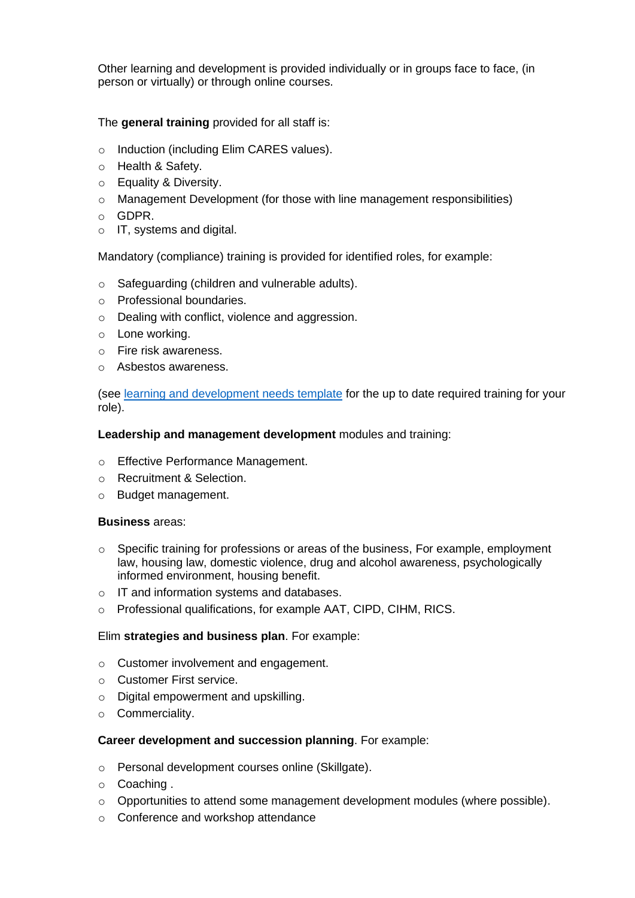Other learning and development is provided individually or in groups face to face, (in person or virtually) or through online courses.

The **general training** provided for all staff is:

- Induction (including Elim CARES values).
- Health & Safety.
- Equality & Diversity.
- Management Development (for those with line management responsibilities)
- GDPR.
- IT, systems and digital.

Mandatory (compliance) training is provided for identified roles, for example:

- Safeguarding (children and vulnerable adults).
- Professional boundaries.
- Dealing with conflict, violence and aggression.
- Lone working.
- Fire risk awareness.
- Asbestos awareness.

(see [learning and development needs template]() for the up to date required training for your role).

**Leadership and management development** modules and training:

- Effective Performance Management.
- Recruitment & Selection.
- Budget management.

**Business** areas:

- Specific training for professions or areas of the business, For example, employment law, housing law, domestic violence, drug and alcohol awareness, psychologically informed environment, housing benefit.
- IT and information systems and databases.
- Professional qualifications, for example AAT, CIPD, CIHM, RICS.

Elim **strategies and business plan**. For example:

- Customer involvement and engagement.
- Customer First service.
- Digital empowerment and upskilling.
- Commerciality.

**Career development and succession planning**. For example:

- Personal development courses online (Skillgate).
- Coaching .
- Opportunities to attend some management development modules (where possible).
- Conference and workshop attendance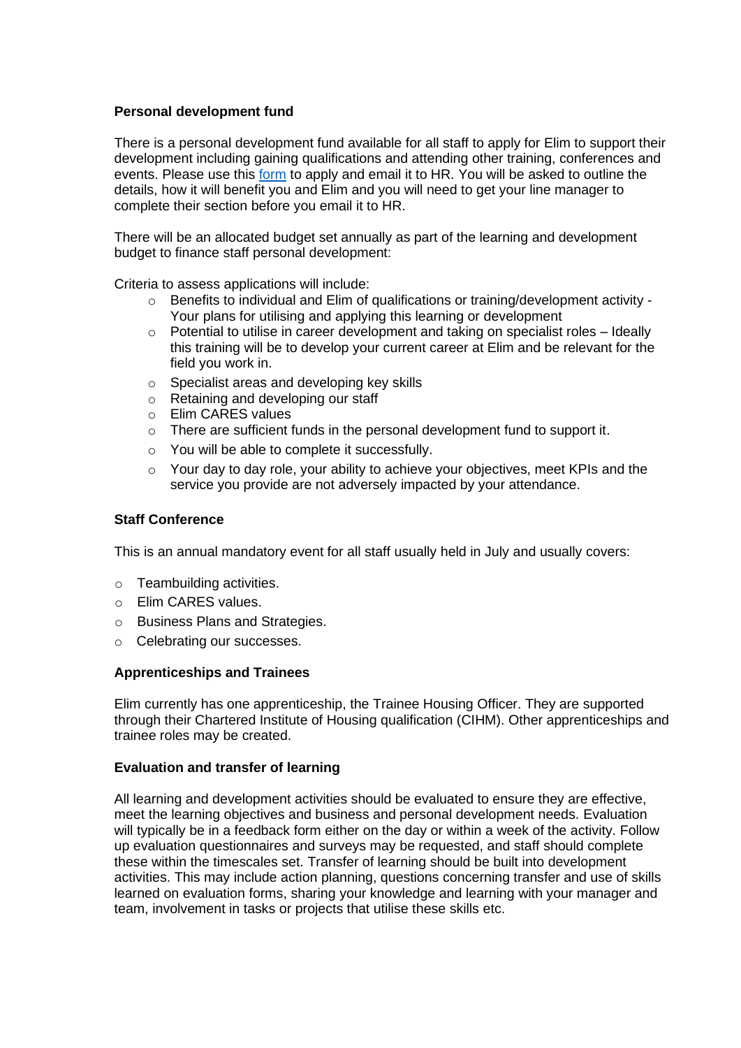**Personal development fund**

There is a personal development fund available for all staff to apply for Elim to support their development including gaining qualifications and attending other training, conferences and events. Please use this form to apply and email it to HR. You will be asked to outline the details, how it will benefit you and Elim and you will need to get your line manager to complete their section before you email it to HR.

There will be an allocated budget set annually as part of the learning and development budget to finance staff personal development:

Criteria to assess applications will include:

- Benefits to individual and Elim of qualifications or training/development activity - Your plans for utilising and applying this learning or development
- Potential to utilise in career development and taking on specialist roles – Ideally this training will be to develop your current career at Elim and be relevant for the field you work in.
- Specialist areas and developing key skills
- Retaining and developing our staff
- Elim CARES values
- There are sufficient funds in the personal development fund to support it.
- You will be able to complete it successfully.
- Your day to day role, your ability to achieve your objectives, meet KPIs and the service you provide are not adversely impacted by your attendance.

**Staff Conference**

This is an annual mandatory event for all staff usually held in July and usually covers:

- Teambuilding activities.
- Elim CARES values.
- Business Plans and Strategies.
- Celebrating our successes.

**Apprenticeships and Trainees**

Elim currently has one apprenticeship, the Trainee Housing Officer. They are supported through their Chartered Institute of Housing qualification (CIHM). Other apprenticeships and trainee roles may be created.

**Evaluation and transfer of learning**

All learning and development activities should be evaluated to ensure they are effective, meet the learning objectives and business and personal development needs. Evaluation will typically be in a feedback form either on the day or within a week of the activity. Follow up evaluation questionnaires and surveys may be requested, and staff should complete these within the timescales set. Transfer of learning should be built into development activities. This may include action planning, questions concerning transfer and use of skills learned on evaluation forms, sharing your knowledge and learning with your manager and team, involvement in tasks or projects that utilise these skills etc.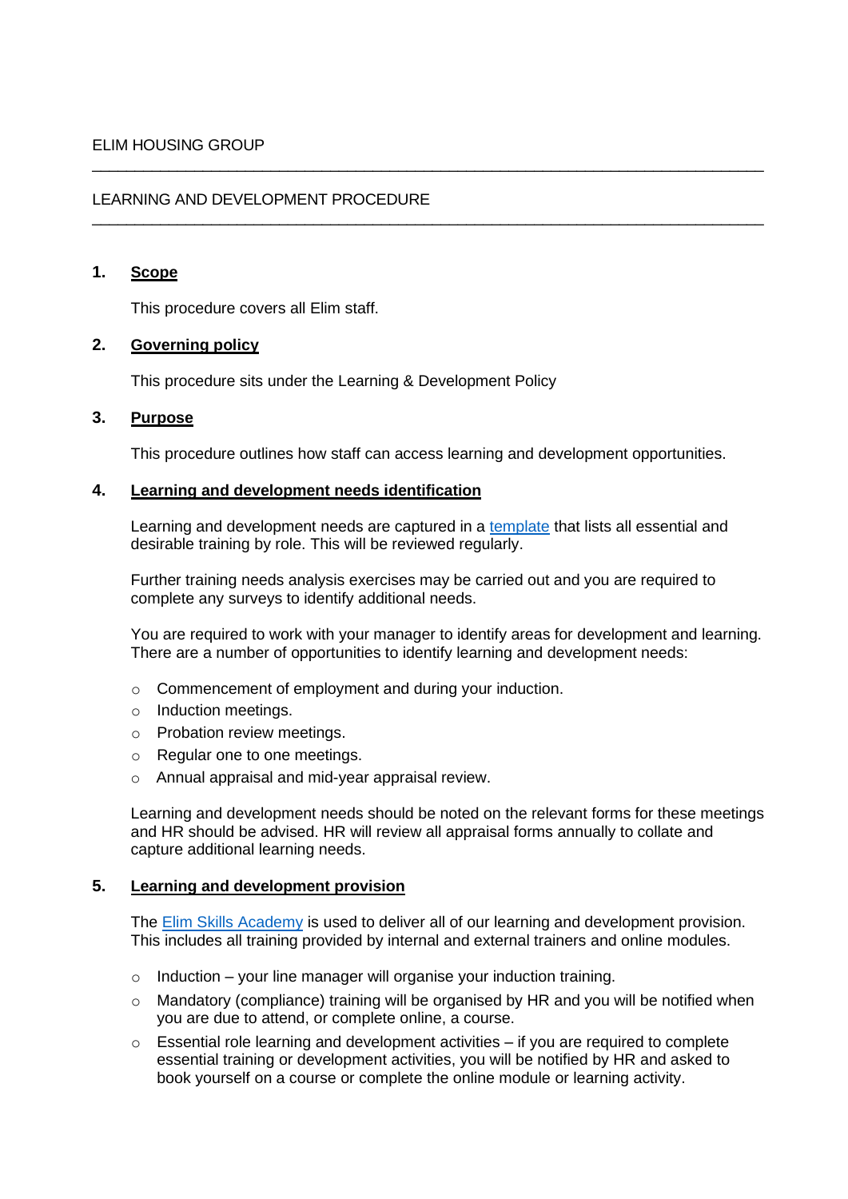ELIM HOUSING GROUP

---

LEARNING AND DEVELOPMENT PROCEDURE

---

## 1. Scope

This procedure covers all Elim staff.

## 2. Governing policy

This procedure sits under the Learning & Development Policy

## 3. Purpose

This procedure outlines how staff can access learning and development opportunities.

## 4. Learning and development needs identification

Learning and development needs are captured in a template that lists all essential and desirable training by role. This will be reviewed regularly.

Further training needs analysis exercises may be carried out and you are required to complete any surveys to identify additional needs.

You are required to work with your manager to identify areas for development and learning. There are a number of opportunities to identify learning and development needs:

- Commencement of employment and during your induction.
- Induction meetings.
- Probation review meetings.
- Regular one to one meetings.
- Annual appraisal and mid-year appraisal review.

Learning and development needs should be noted on the relevant forms for these meetings and HR should be advised. HR will review all appraisal forms annually to collate and capture additional learning needs.

## 5. Learning and development provision

The Elim Skills Academy is used to deliver all of our learning and development provision. This includes all training provided by internal and external trainers and online modules.

- Induction – your line manager will organise your induction training.
- Mandatory (compliance) training will be organised by HR and you will be notified when you are due to attend, or complete online, a course.
- Essential role learning and development activities – if you are required to complete essential training or development activities, you will be notified by HR and asked to book yourself on a course or complete the online module or learning activity.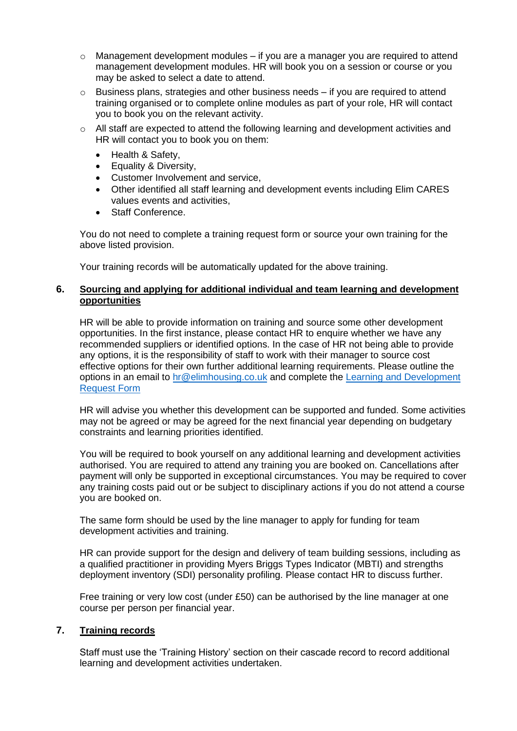- Management development modules – if you are a manager you are required to attend management development modules. HR will book you on a session or course or you may be asked to select a date to attend.
- Business plans, strategies and other business needs – if you are required to attend training organised or to complete online modules as part of your role, HR will contact you to book you on the relevant activity.
- All staff are expected to attend the following learning and development activities and HR will contact you to book you on them:
  - Health & Safety,
  - Equality & Diversity,
  - Customer Involvement and service,
  - Other identified all staff learning and development events including Elim CARES values events and activities,
  - Staff Conference.

You do not need to complete a training request form or source your own training for the above listed provision.

Your training records will be automatically updated for the above training.

## 6. Sourcing and applying for additional individual and team learning and development opportunities

HR will be able to provide information on training and source some other development opportunities. In the first instance, please contact HR to enquire whether we have any recommended suppliers or identified options. In the case of HR not being able to provide any options, it is the responsibility of staff to work with their manager to source cost effective options for their own further additional learning requirements. Please outline the options in an email to hr@elimhousing.co.uk and complete the [Learning and Development Request Form]

HR will advise you whether this development can be supported and funded. Some activities may not be agreed or may be agreed for the next financial year depending on budgetary constraints and learning priorities identified.

You will be required to book yourself on any additional learning and development activities authorised. You are required to attend any training you are booked on. Cancellations after payment will only be supported in exceptional circumstances. You may be required to cover any training costs paid out or be subject to disciplinary actions if you do not attend a course you are booked on.

The same form should be used by the line manager to apply for funding for team development activities and training.

HR can provide support for the design and delivery of team building sessions, including as a qualified practitioner in providing Myers Briggs Types Indicator (MBTI) and strengths deployment inventory (SDI) personality profiling. Please contact HR to discuss further.

Free training or very low cost (under £50) can be authorised by the line manager at one course per person per financial year.

## 7. Training records

Staff must use the 'Training History' section on their cascade record to record additional learning and development activities undertaken.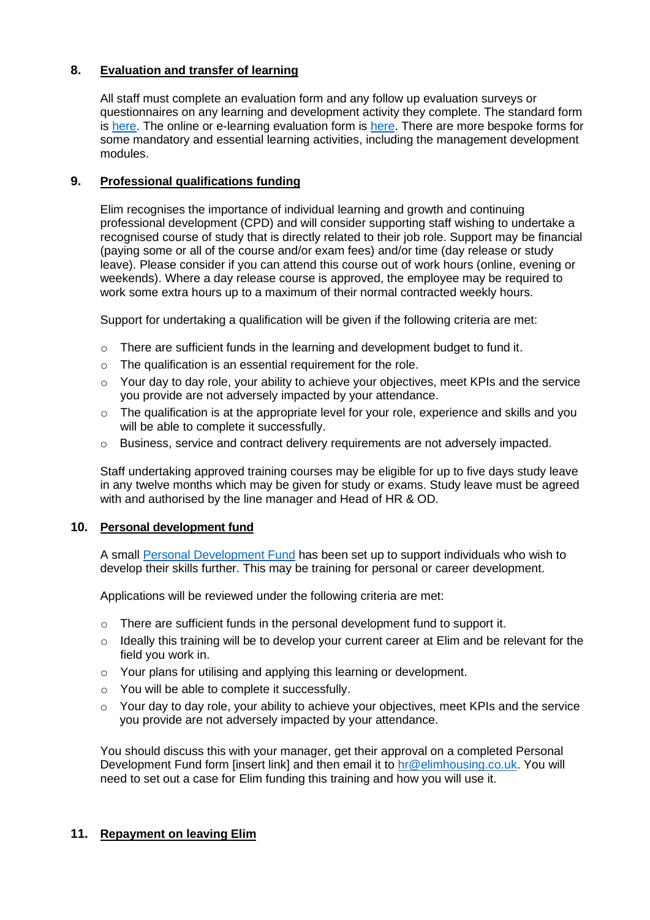## 8. Evaluation and transfer of learning

All staff must complete an evaluation form and any follow up evaluation surveys or questionnaires on any learning and development activity they complete. The standard form is here. The online or e-learning evaluation form is here. There are more bespoke forms for some mandatory and essential learning activities, including the management development modules.

## 9. Professional qualifications funding

Elim recognises the importance of individual learning and growth and continuing professional development (CPD) and will consider supporting staff wishing to undertake a recognised course of study that is directly related to their job role. Support may be financial (paying some or all of the course and/or exam fees) and/or time (day release or study leave). Please consider if you can attend this course out of work hours (online, evening or weekends). Where a day release course is approved, the employee may be required to work some extra hours up to a maximum of their normal contracted weekly hours.

Support for undertaking a qualification will be given if the following criteria are met:

- There are sufficient funds in the learning and development budget to fund it.
- The qualification is an essential requirement for the role.
- Your day to day role, your ability to achieve your objectives, meet KPIs and the service you provide are not adversely impacted by your attendance.
- The qualification is at the appropriate level for your role, experience and skills and you will be able to complete it successfully.
- Business, service and contract delivery requirements are not adversely impacted.

Staff undertaking approved training courses may be eligible for up to five days study leave in any twelve months which may be given for study or exams. Study leave must be agreed with and authorised by the line manager and Head of HR & OD.

## 10. Personal development fund

A small Personal Development Fund has been set up to support individuals who wish to develop their skills further. This may be training for personal or career development.

Applications will be reviewed under the following criteria are met:

- There are sufficient funds in the personal development fund to support it.
- Ideally this training will be to develop your current career at Elim and be relevant for the field you work in.
- Your plans for utilising and applying this learning or development.
- You will be able to complete it successfully.
- Your day to day role, your ability to achieve your objectives, meet KPIs and the service you provide are not adversely impacted by your attendance.

You should discuss this with your manager, get their approval on a completed Personal Development Fund form [insert link] and then email it to hr@elimhousing.co.uk. You will need to set out a case for Elim funding this training and how you will use it.

## 11. Repayment on leaving Elim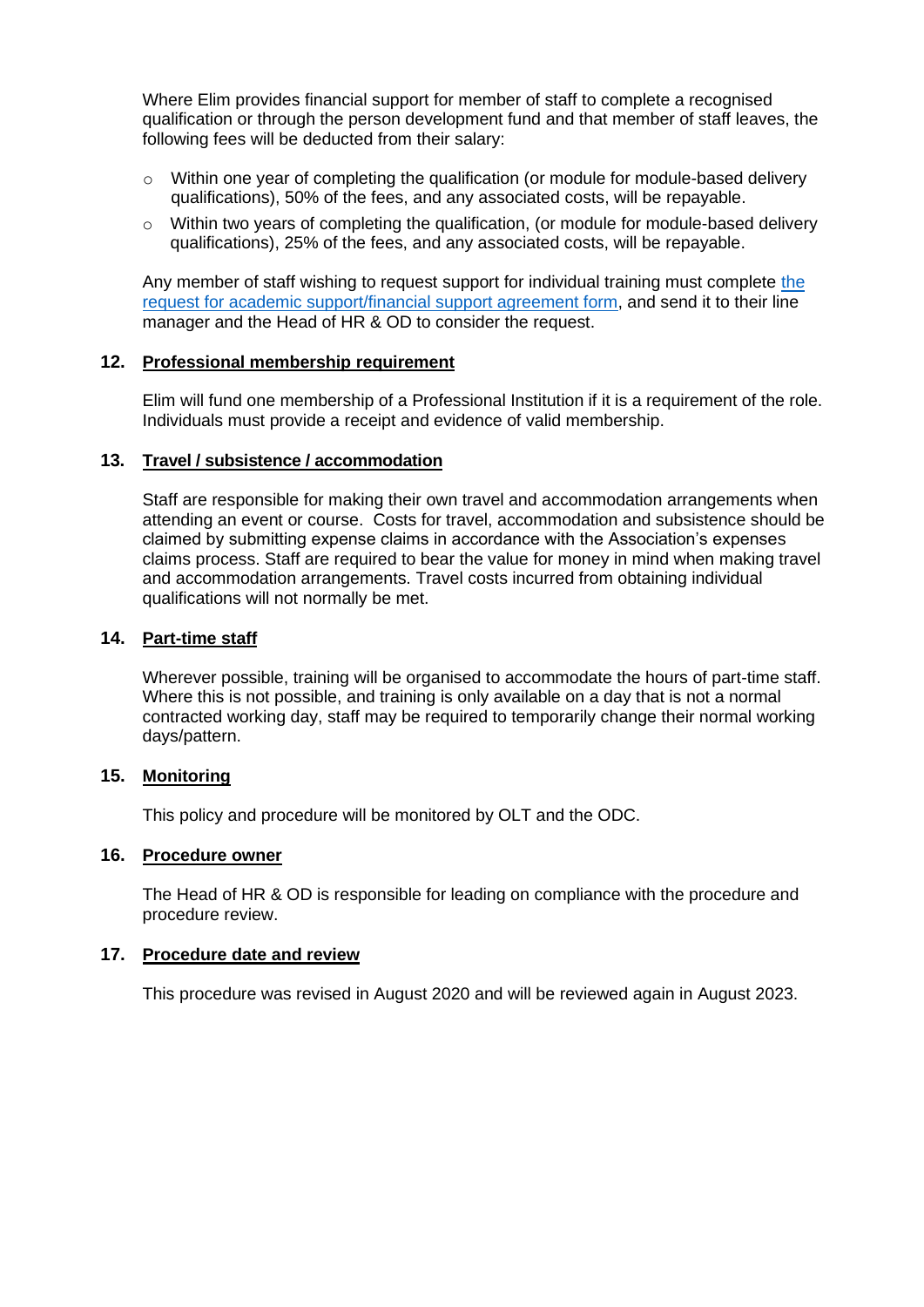Where Elim provides financial support for member of staff to complete a recognised qualification or through the person development fund and that member of staff leaves, the following fees will be deducted from their salary:

- Within one year of completing the qualification (or module for module-based delivery qualifications), 50% of the fees, and any associated costs, will be repayable.
- Within two years of completing the qualification, (or module for module-based delivery qualifications), 25% of the fees, and any associated costs, will be repayable.

Any member of staff wishing to request support for individual training must complete the request for academic support/financial support agreement form, and send it to their line manager and the Head of HR & OD to consider the request.

## 12. Professional membership requirement

Elim will fund one membership of a Professional Institution if it is a requirement of the role. Individuals must provide a receipt and evidence of valid membership.

## 13. Travel / subsistence / accommodation

Staff are responsible for making their own travel and accommodation arrangements when attending an event or course. Costs for travel, accommodation and subsistence should be claimed by submitting expense claims in accordance with the Association's expenses claims process. Staff are required to bear the value for money in mind when making travel and accommodation arrangements. Travel costs incurred from obtaining individual qualifications will not normally be met.

## 14. Part-time staff

Wherever possible, training will be organised to accommodate the hours of part-time staff. Where this is not possible, and training is only available on a day that is not a normal contracted working day, staff may be required to temporarily change their normal working days/pattern.

## 15. Monitoring

This policy and procedure will be monitored by OLT and the ODC.

## 16. Procedure owner

The Head of HR & OD is responsible for leading on compliance with the procedure and procedure review.

## 17. Procedure date and review

This procedure was revised in August 2020 and will be reviewed again in August 2023.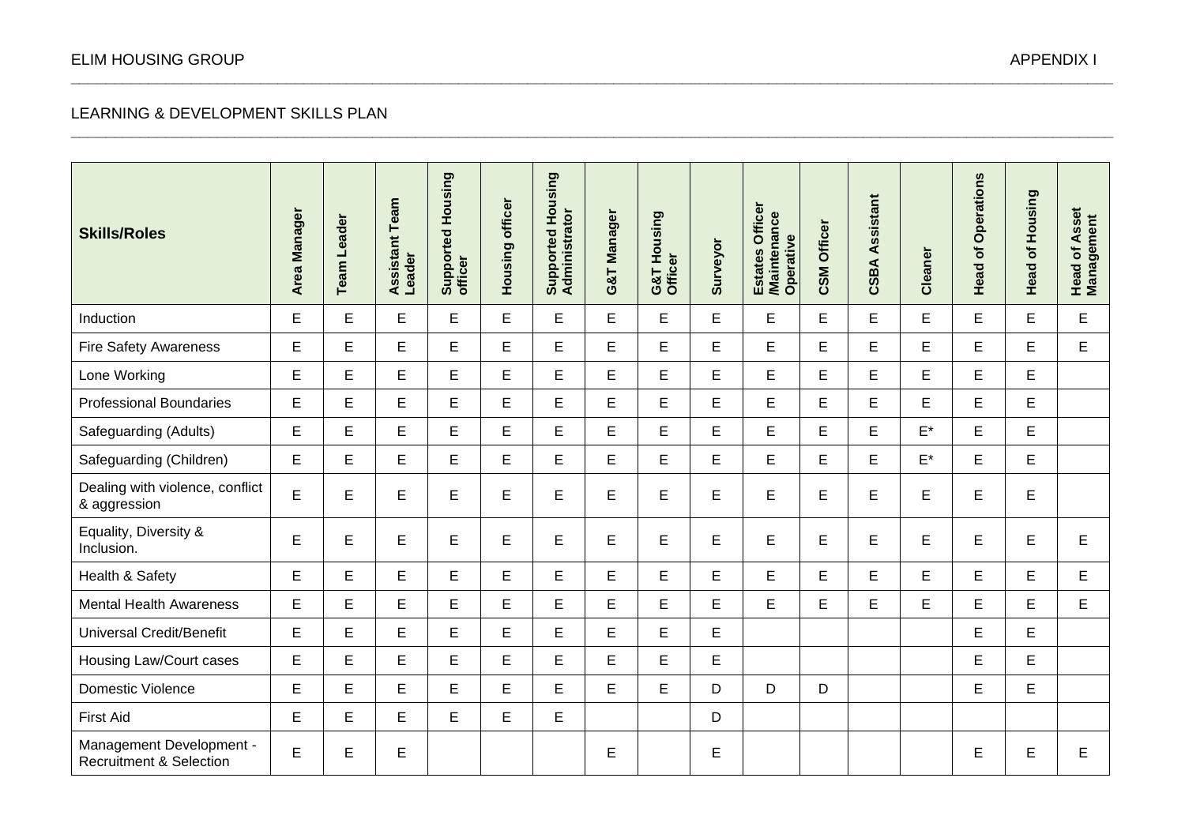# APPENDIX I

## LEARNING & DEVELOPMENT SKILLS PLAN

| Skills/Roles | Area Manager | Team Leader | Assistant Team Leader | Supported Housing officer | Housing officer | Supported Housing Administrator | G&T Manager | G&T Housing Officer | Surveyor | Estates Officer /Maintenance Operative | CSM Officer | CSBA Assistant | Cleaner | Head of Operations | Head of Housing | Head of Asset Management |
|---|---|---|---|---|---|---|---|---|---|---|---|---|---|---|---|---|
| Induction | E | E | E | E | E | E | E | E | E | E | E | E | E | E | E | E |
| Fire Safety Awareness | E | E | E | E | E | E | E | E | E | E | E | E | E | E | E | E |
| Lone Working | E | E | E | E | E | E | E | E | E | E | E | E | E | E | E | |
| Professional Boundaries | E | E | E | E | E | E | E | E | E | E | E | E | E | E | E | |
| Safeguarding (Adults) | E | E | E | E | E | E | E | E | E | E | E | E | E* | E | E | |
| Safeguarding (Children) | E | E | E | E | E | E | E | E | E | E | E | E | E* | E | E | |
| Dealing with violence, conflict & aggression | E | E | E | E | E | E | E | E | E | E | E | E | E | E | E | |
| Equality, Diversity & Inclusion. | E | E | E | E | E | E | E | E | E | E | E | E | E | E | E | E |
| Health & Safety | E | E | E | E | E | E | E | E | E | E | E | E | E | E | E | E |
| Mental Health Awareness | E | E | E | E | E | E | E | E | E | E | E | E | E | E | E | E |
| Universal Credit/Benefit | E | E | E | E | E | E | E | E | E | | | | | E | E | |
| Housing Law/Court cases | E | E | E | E | E | E | E | E | E | | | | | E | E | |
| Domestic Violence | E | E | E | E | E | E | E | E | D | D | D | | | E | E | |
| First Aid | E | E | E | E | E | E | | | D | | | | | | | |
| Management Development - Recruitment & Selection | E | E | E | | | | E | | E | | | | | E | E | E |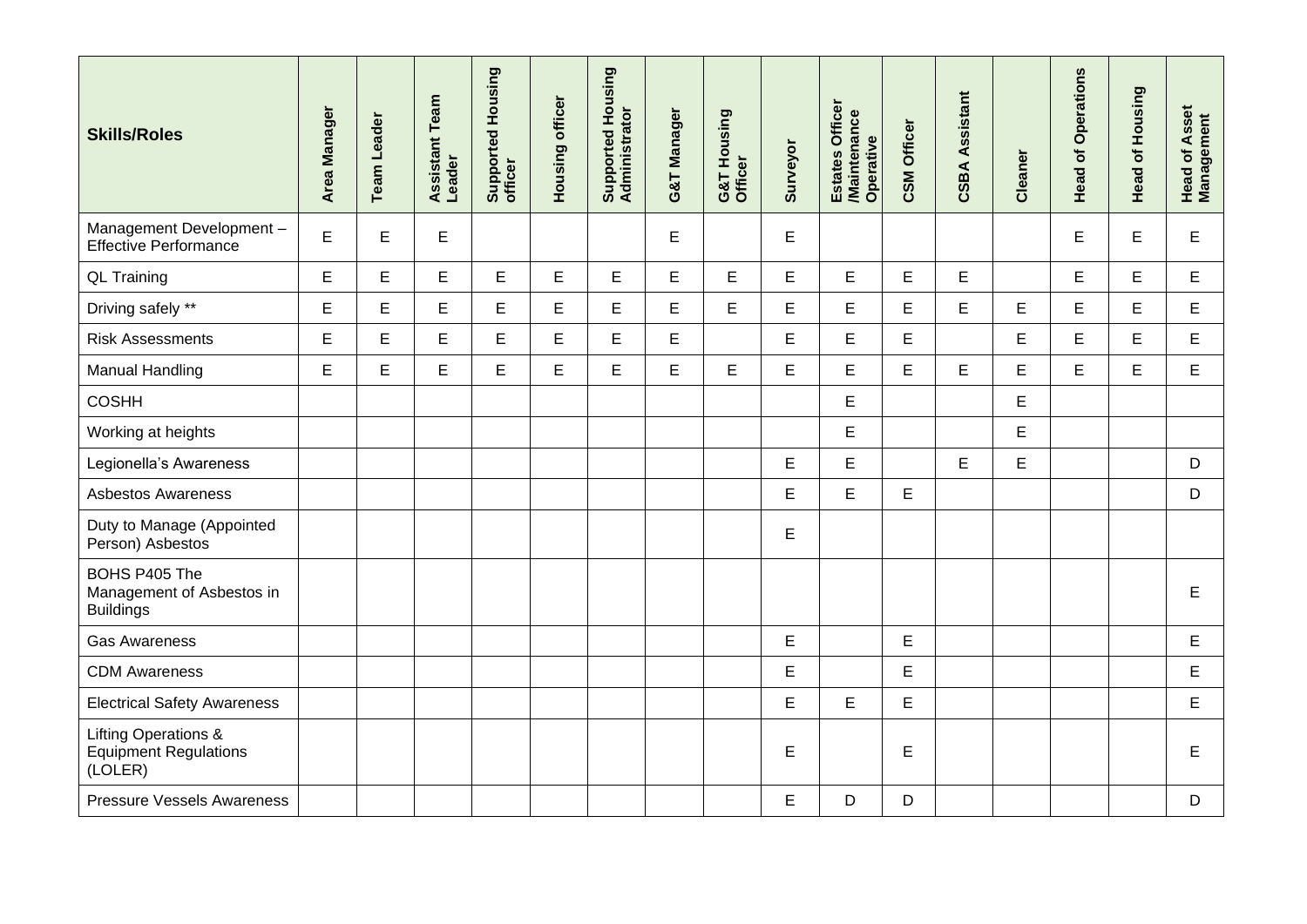| Skills/Roles | Area Manager | Team Leader | Assistant Team Leader | Supported Housing officer | Housing officer | Supported Housing Administrator | G&T Manager | G&T Housing Officer | Surveyor | Estates Officer /Maintenance Operative | CSM Officer | CSBA Assistant | Cleaner | Head of Operations | Head of Housing | Head of Asset Management |
|---|---|---|---|---|---|---|---|---|---|---|---|---|---|---|---|---|
| Management Development – Effective Performance | E | E | E | | | | E | | E | | | | | E | E | E |
| QL Training | E | E | E | E | E | E | E | E | E | E | E | E | | E | E | E |
| Driving safely ** | E | E | E | E | E | E | E | E | E | E | E | E | E | E | E | E |
| Risk Assessments | E | E | E | E | E | E | E | | E | E | E | | E | E | E | E |
| Manual Handling | E | E | E | E | E | E | E | E | E | E | E | E | E | E | E | E |
| COSHH | | | | | | | | | | E | | | E | | | |
| Working at heights | | | | | | | | | | E | | | E | | | |
| Legionella's Awareness | | | | | | | | | E | E | | E | E | | | D |
| Asbestos Awareness | | | | | | | | | E | E | E | | | | | D |
| Duty to Manage (Appointed Person) Asbestos | | | | | | | | | E | | | | | | | |
| BOHS P405 The Management of Asbestos in Buildings | | | | | | | | | | | | | | | | E |
| Gas Awareness | | | | | | | | | E | | E | | | | | E |
| CDM Awareness | | | | | | | | | E | | E | | | | | E |
| Electrical Safety Awareness | | | | | | | | | E | E | E | | | | | E |
| Lifting Operations & Equipment Regulations (LOLER) | | | | | | | | | E | | E | | | | | E |
| Pressure Vessels Awareness | | | | | | | | | E | D | D | | | | | D |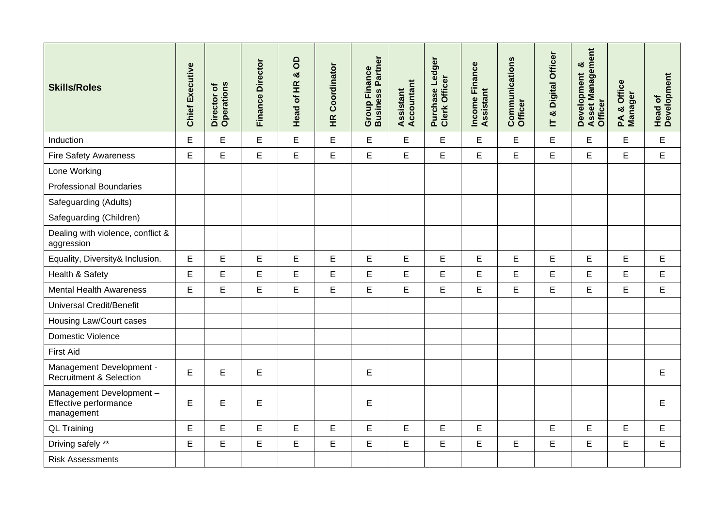| Skills/Roles | Chief Executive | Director of Operations | Finance Director | Head of HR & OD | HR Coordinator | Group Finance Business Partner | Assistant Accountant | Purchase Ledger Clerk Officer | Income Finance Assistant | Communications Officer | IT & Digital Officer | Development & Asset Management Officer | PA & Office Manager | Head of Development |
|---|---|---|---|---|---|---|---|---|---|---|---|---|---|---|
| Induction | E | E | E | E | E | E | E | E | E | E | E | E | E | E |
| Fire Safety Awareness | E | E | E | E | E | E | E | E | E | E | E | E | E | E |
| Lone Working | | | | | | | | | | | | | | |
| Professional Boundaries | | | | | | | | | | | | | | |
| Safeguarding (Adults) | | | | | | | | | | | | | | |
| Safeguarding (Children) | | | | | | | | | | | | | | |
| Dealing with violence, conflict & aggression | | | | | | | | | | | | | | |
| Equality, Diversity& Inclusion. | E | E | E | E | E | E | E | E | E | E | E | E | E | E |
| Health & Safety | E | E | E | E | E | E | E | E | E | E | E | E | E | E |
| Mental Health Awareness | E | E | E | E | E | E | E | E | E | E | E | E | E | E |
| Universal Credit/Benefit | | | | | | | | | | | | | | |
| Housing Law/Court cases | | | | | | | | | | | | | | |
| Domestic Violence | | | | | | | | | | | | | | |
| First Aid | | | | | | | | | | | | | | |
| Management Development - Recruitment & Selection | E | E | E | | | E | | | | | | | | E |
| Management Development – Effective performance management | E | E | E | | | E | | | | | | | | E |
| QL Training | E | E | E | E | E | E | E | E | E | | E | E | E | E |
| Driving safely ** | E | E | E | E | E | E | E | E | E | E | E | E | E | E |
| Risk Assessments | | | | | | | | | | | | | | |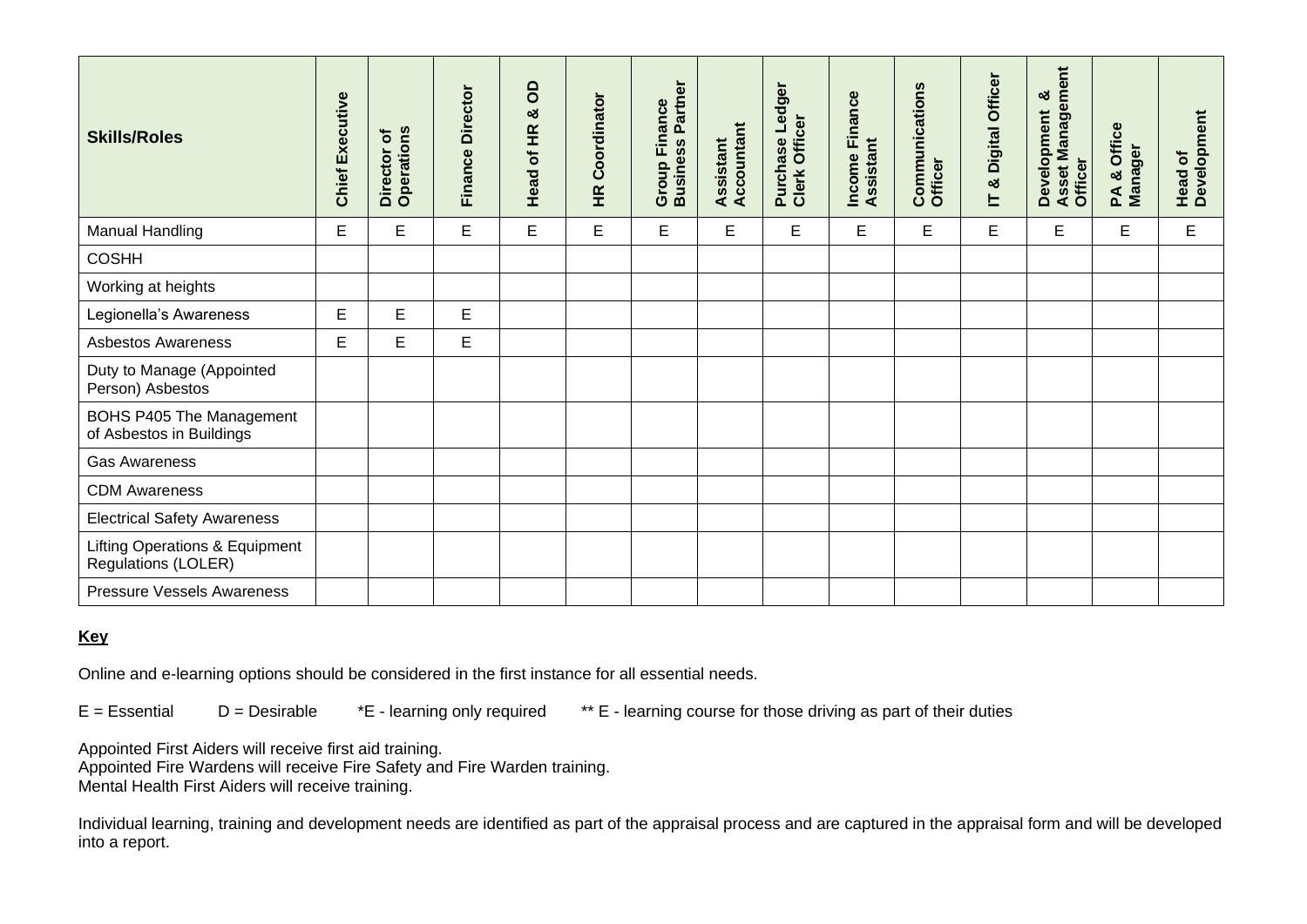| Skills/Roles | Chief Executive | Director of Operations | Finance Director | Head of HR & OD | HR Coordinator | Group Finance Business Partner | Assistant Accountant | Purchase Ledger Clerk Officer | Income Finance Assistant | Communications Officer | IT & Digital Officer | Development & Asset Management Officer | PA & Office Manager | Head of Development |
|---|---|---|---|---|---|---|---|---|---|---|---|---|---|---|
| Manual Handling | E | E | E | E | E | E | E | E | E | E | E | E | E | E |
| COSHH | | | | | | | | | | | | | | |
| Working at heights | | | | | | | | | | | | | | |
| Legionella's Awareness | E | E | E | | | | | | | | | | | |
| Asbestos Awareness | E | E | E | | | | | | | | | | | |
| Duty to Manage (Appointed Person) Asbestos | | | | | | | | | | | | | | |
| BOHS P405 The Management of Asbestos in Buildings | | | | | | | | | | | | | | |
| Gas Awareness | | | | | | | | | | | | | | |
| CDM Awareness | | | | | | | | | | | | | | |
| Electrical Safety Awareness | | | | | | | | | | | | | | |
| Lifting Operations & Equipment Regulations (LOLER) | | | | | | | | | | | | | | |
| Pressure Vessels Awareness | | | | | | | | | | | | | | |

**Key**

Online and e-learning options should be considered in the first instance for all essential needs.

E = Essential    D = Desirable    *E - learning only required    ** E - learning course for those driving as part of their duties

Appointed First Aiders will receive first aid training.
Appointed Fire Wardens will receive Fire Safety and Fire Warden training.
Mental Health First Aiders will receive training.

Individual learning, training and development needs are identified as part of the appraisal process and are captured in the appraisal form and will be developed into a report.